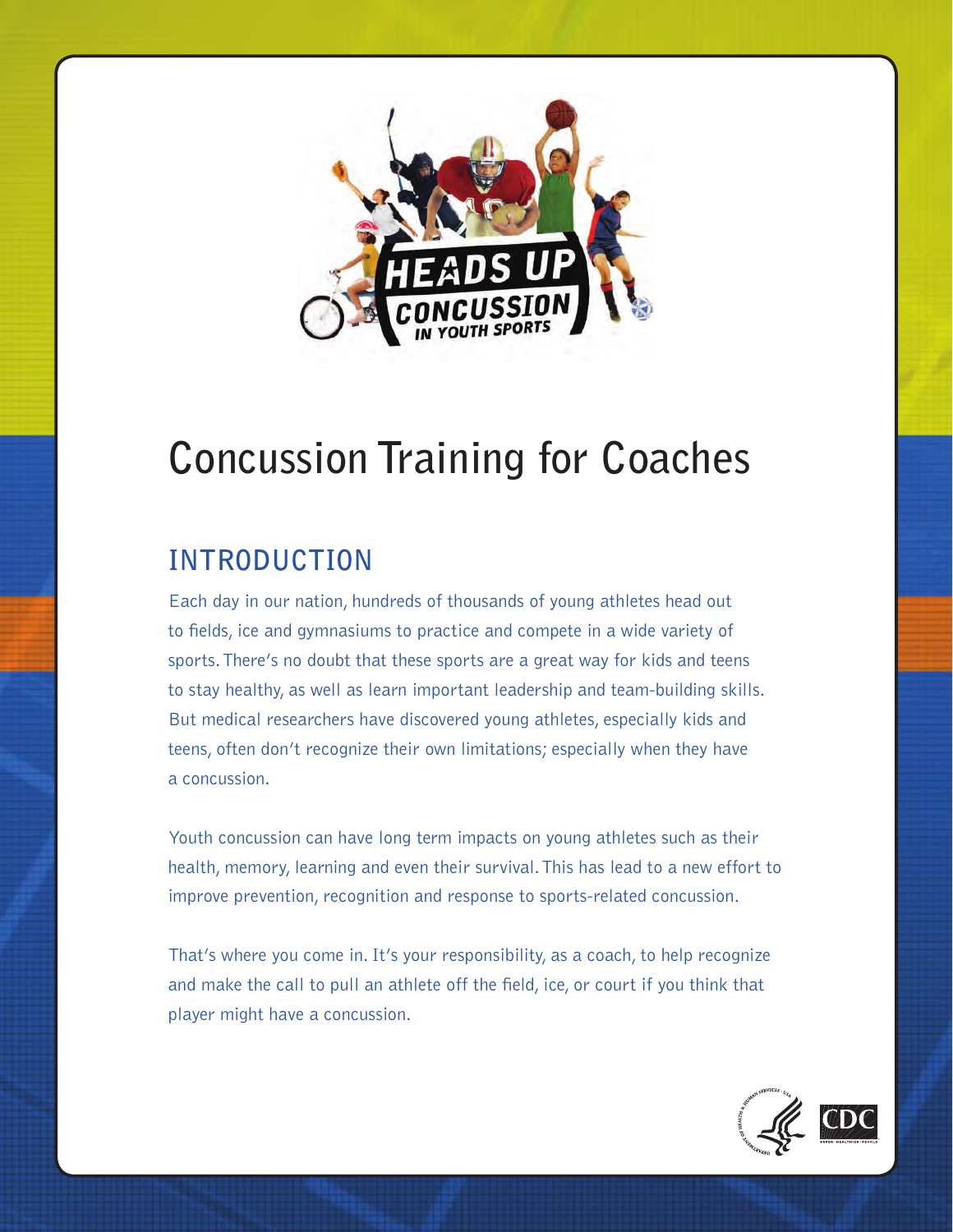HEADS UP CONCUSSION IN YOUTH SPORTS

# Concussion Training for Coaches

## INTRODUCTION

Each day in our nation, hundreds of thousands of young athletes head out to fields, ice and gymnasiums to practice and compete in a wide variety of sports. There's no doubt that these sports are a great way for kids and teens to stay healthy, as well as learn important leadership and team-building skills. But medical researchers have discovered young athletes, especially kids and teens, often don't recognize their own limitations; especially when they have a concussion.

Youth concussion can have long term impacts on young athletes such as their health, memory, learning and even their survival. This has lead to a new effort to improve prevention, recognition and response to sports-related concussion.

That's where you come in. It's your responsibility, as a coach, to help recognize and make the call to pull an athlete off the field, ice, or court if you think that player might have a concussion.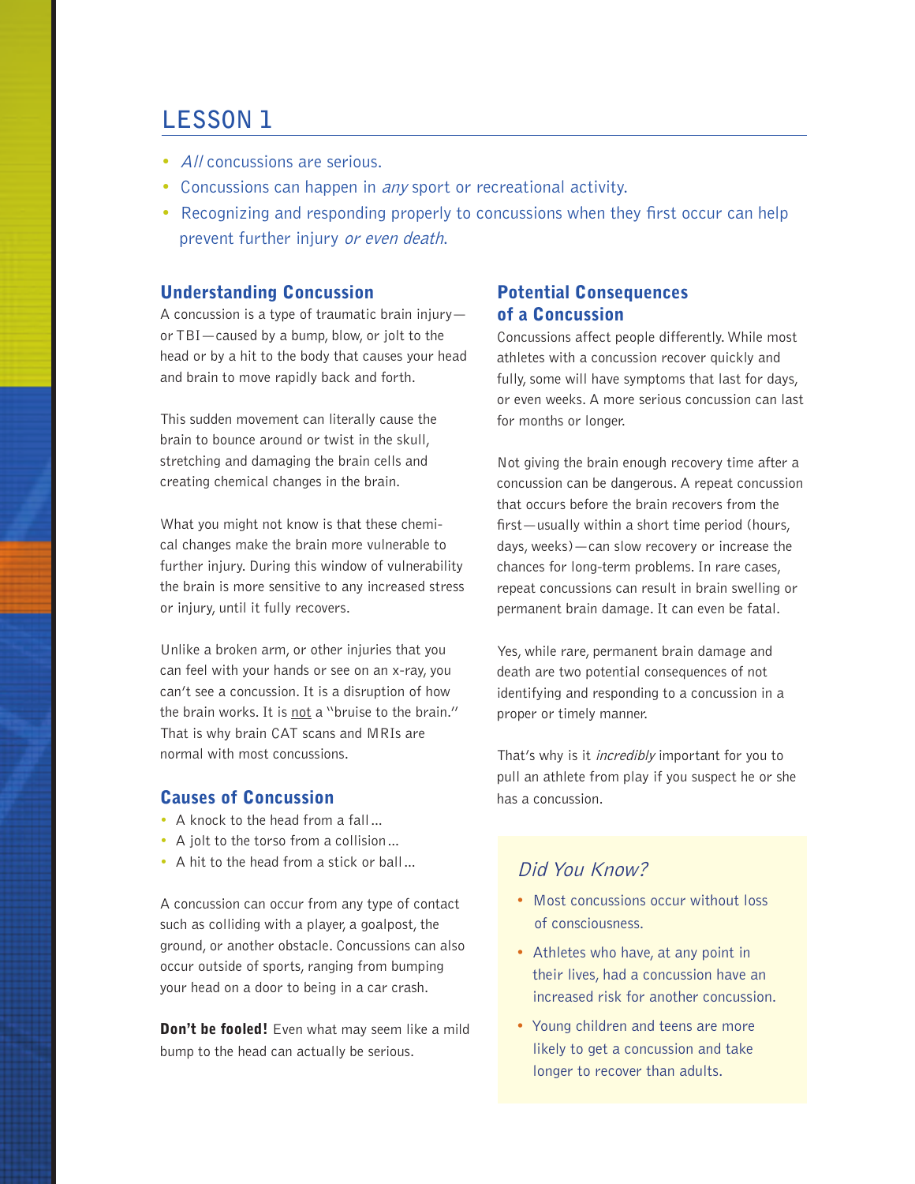# LESSON 1

- *All* concussions are serious.
- Concussions can happen in *any* sport or recreational activity.
- Recognizing and responding properly to concussions when they first occur can help prevent further injury *or even death*.

## Understanding Concussion

A concussion is a type of traumatic brain injury—or TBI—caused by a bump, blow, or jolt to the head or by a hit to the body that causes your head and brain to move rapidly back and forth.

This sudden movement can literally cause the brain to bounce around or twist in the skull, stretching and damaging the brain cells and creating chemical changes in the brain.

What you might not know is that these chemical changes make the brain more vulnerable to further injury. During this window of vulnerability the brain is more sensitive to any increased stress or injury, until it fully recovers.

Unlike a broken arm, or other injuries that you can feel with your hands or see on an x-ray, you can't see a concussion. It is a disruption of how the brain works. It is not a "bruise to the brain." That is why brain CAT scans and MRIs are normal with most concussions.

## Causes of Concussion

- A knock to the head from a fall...
- A jolt to the torso from a collision...
- A hit to the head from a stick or ball...

A concussion can occur from any type of contact such as colliding with a player, a goalpost, the ground, or another obstacle. Concussions can also occur outside of sports, ranging from bumping your head on a door to being in a car crash.

**Don't be fooled!** Even what may seem like a mild bump to the head can actually be serious.

## Potential Consequences of a Concussion

Concussions affect people differently. While most athletes with a concussion recover quickly and fully, some will have symptoms that last for days, or even weeks. A more serious concussion can last for months or longer.

Not giving the brain enough recovery time after a concussion can be dangerous. A repeat concussion that occurs before the brain recovers from the first—usually within a short time period (hours, days, weeks)—can slow recovery or increase the chances for long-term problems. In rare cases, repeat concussions can result in brain swelling or permanent brain damage. It can even be fatal.

Yes, while rare, permanent brain damage and death are two potential consequences of not identifying and responding to a concussion in a proper or timely manner.

That's why is it *incredibly* important for you to pull an athlete from play if you suspect he or she has a concussion.

### *Did You Know?*

- Most concussions occur without loss of consciousness.
- Athletes who have, at any point in their lives, had a concussion have an increased risk for another concussion.
- Young children and teens are more likely to get a concussion and take longer to recover than adults.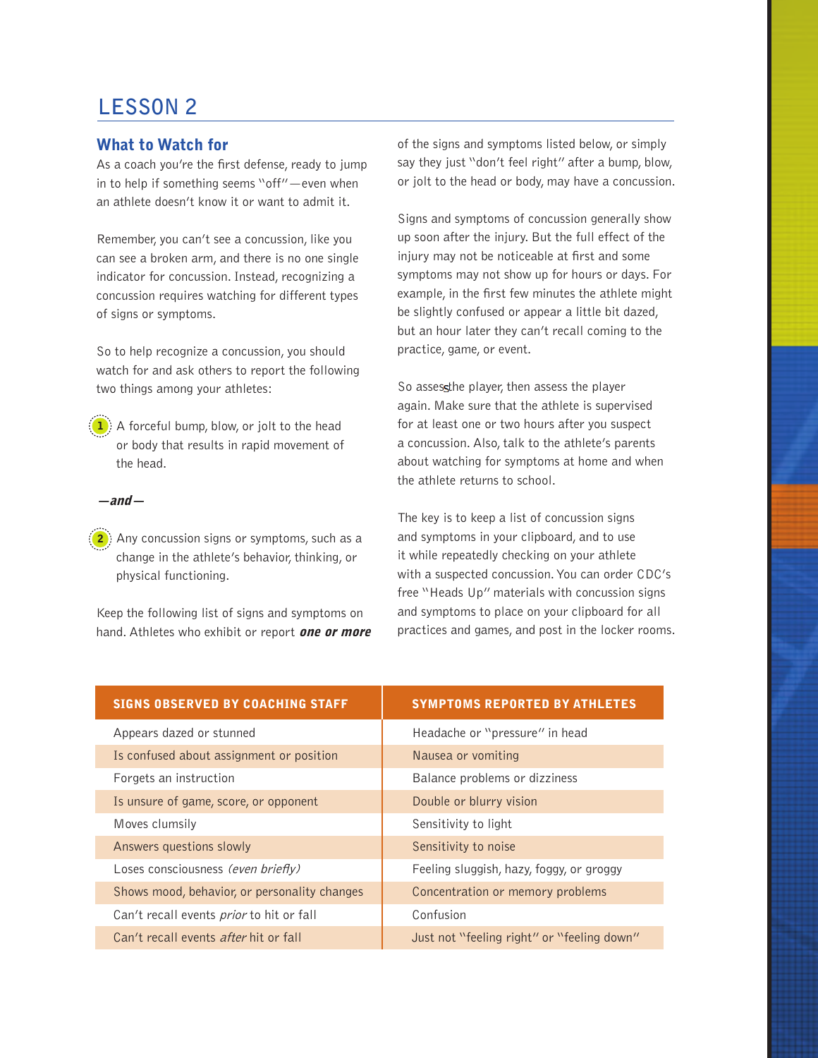# LESSON 2

## What to Watch for

As a coach you're the first defense, ready to jump in to help if something seems "off"—even when an athlete doesn't know it or want to admit it.

Remember, you can't see a concussion, like you can see a broken arm, and there is no one single indicator for concussion. Instead, recognizing a concussion requires watching for different types of signs or symptoms.

So to help recognize a concussion, you should watch for and ask others to report the following two things among your athletes:

1. A forceful bump, blow, or jolt to the head or body that results in rapid movement of the head.

***—and—***

2. Any concussion signs or symptoms, such as a change in the athlete's behavior, thinking, or physical functioning.

Keep the following list of signs and symptoms on hand. Athletes who exhibit or report ***one or more*** of the signs and symptoms listed below, or simply say they just "don't feel right" after a bump, blow, or jolt to the head or body, may have a concussion.

Signs and symptoms of concussion generally show up soon after the injury. But the full effect of the injury may not be noticeable at first and some symptoms may not show up for hours or days. For example, in the first few minutes the athlete might be slightly confused or appear a little bit dazed, but an hour later they can't recall coming to the practice, game, or event.

So assess the player, then assess the player again. Make sure that the athlete is supervised for at least one or two hours after you suspect a concussion. Also, talk to the athlete's parents about watching for symptoms at home and when the athlete returns to school.

The key is to keep a list of concussion signs and symptoms in your clipboard, and to use it while repeatedly checking on your athlete with a suspected concussion. You can order CDC's free "Heads Up" materials with concussion signs and symptoms to place on your clipboard for all practices and games, and post in the locker rooms.

| SIGNS OBSERVED BY COACHING STAFF | SYMPTOMS REPORTED BY ATHLETES |
|---|---|
| Appears dazed or stunned | Headache or "pressure" in head |
| Is confused about assignment or position | Nausea or vomiting |
| Forgets an instruction | Balance problems or dizziness |
| Is unsure of game, score, or opponent | Double or blurry vision |
| Moves clumsily | Sensitivity to light |
| Answers questions slowly | Sensitivity to noise |
| Loses consciousness *(even briefly)* | Feeling sluggish, hazy, foggy, or groggy |
| Shows mood, behavior, or personality changes | Concentration or memory problems |
| Can't recall events *prior* to hit or fall | Confusion |
| Can't recall events *after* hit or fall | Just not "feeling right" or "feeling down" |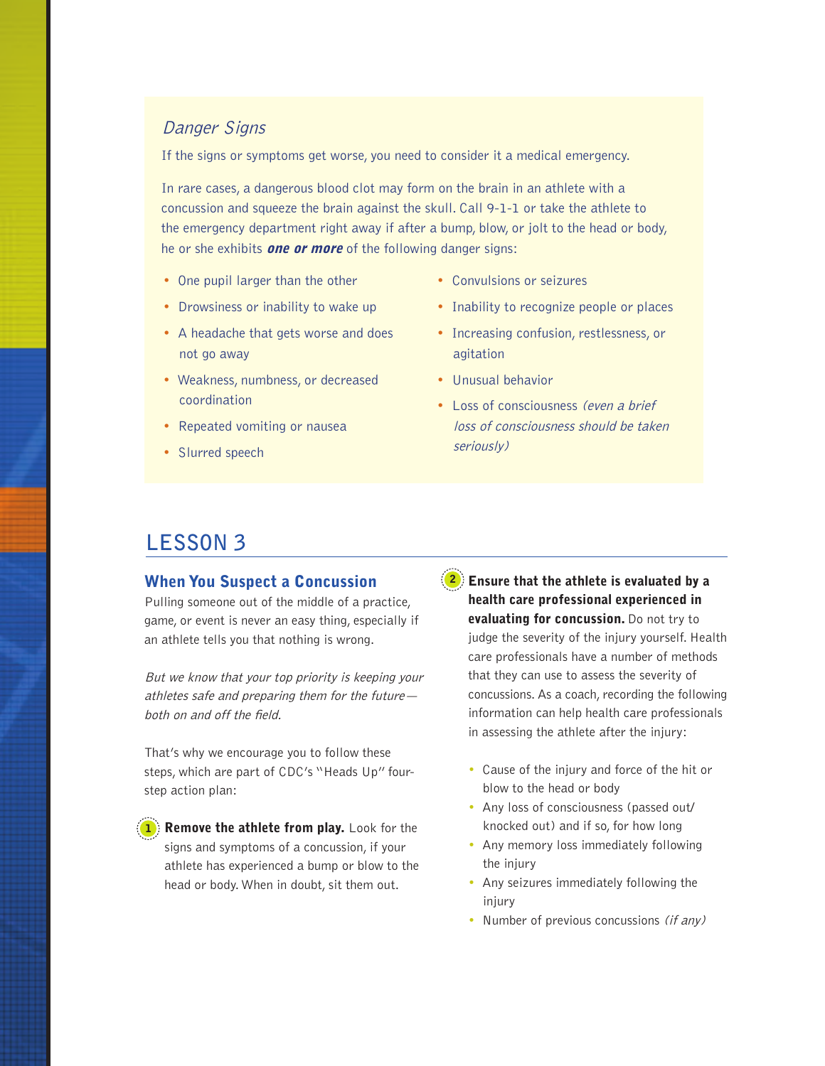### *Danger Signs*

If the signs or symptoms get worse, you need to consider it a medical emergency.

In rare cases, a dangerous blood clot may form on the brain in an athlete with a concussion and squeeze the brain against the skull. Call 9-1-1 or take the athlete to the emergency department right away if after a bump, blow, or jolt to the head or body, he or she exhibits ***one or more*** of the following danger signs:

- One pupil larger than the other
- Drowsiness or inability to wake up
- A headache that gets worse and does not go away
- Weakness, numbness, or decreased coordination
- Repeated vomiting or nausea
- Slurred speech
- Convulsions or seizures
- Inability to recognize people or places
- Increasing confusion, restlessness, or agitation
- Unusual behavior
- Loss of consciousness *(even a brief loss of consciousness should be taken seriously)*

# LESSON 3

## When You Suspect a Concussion

Pulling someone out of the middle of a practice, game, or event is never an easy thing, especially if an athlete tells you that nothing is wrong.

*But we know that your top priority is keeping your athletes safe and preparing them for the future—both on and off the field.*

That's why we encourage you to follow these steps, which are part of CDC's "Heads Up" four-step action plan:

1. **Remove the athlete from play.** Look for the signs and symptoms of a concussion, if your athlete has experienced a bump or blow to the head or body. When in doubt, sit them out.

2. **Ensure that the athlete is evaluated by a health care professional experienced in evaluating for concussion.** Do not try to judge the severity of the injury yourself. Health care professionals have a number of methods that they can use to assess the severity of concussions. As a coach, recording the following information can help health care professionals in assessing the athlete after the injury:

   - Cause of the injury and force of the hit or blow to the head or body
   - Any loss of consciousness (passed out/knocked out) and if so, for how long
   - Any memory loss immediately following the injury
   - Any seizures immediately following the injury
   - Number of previous concussions *(if any)*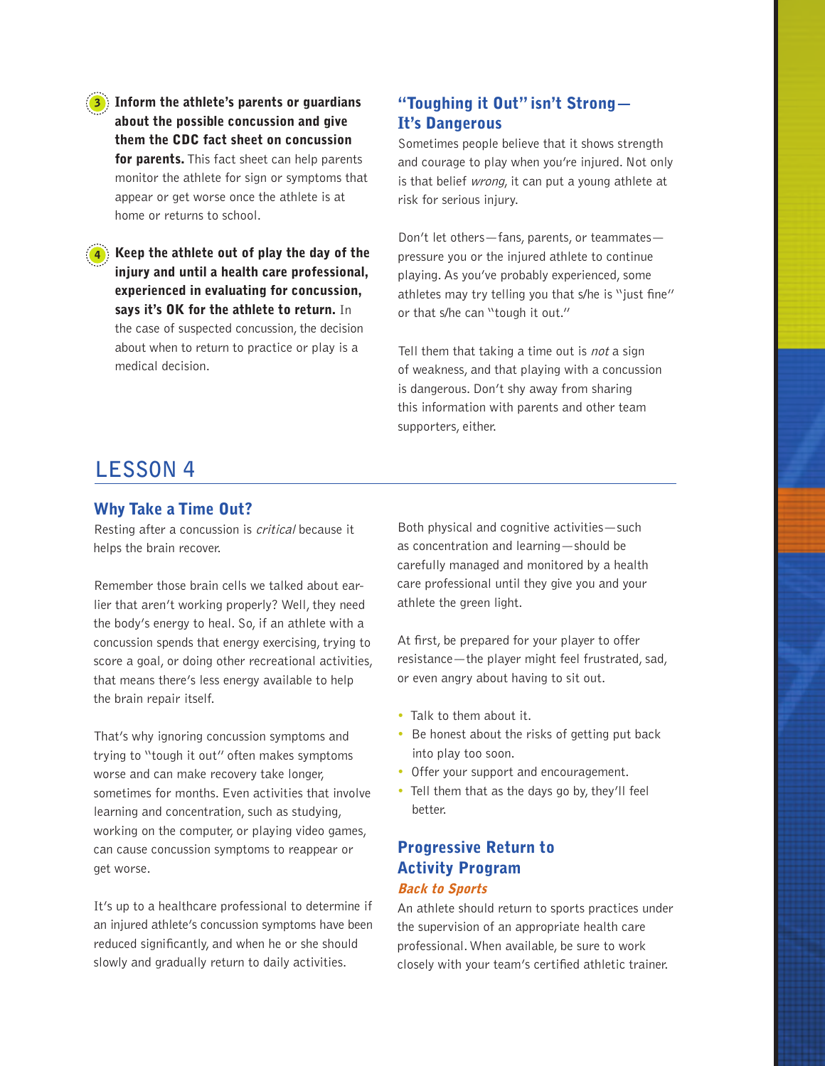3. **Inform the athlete's parents or guardians about the possible concussion and give them the CDC fact sheet on concussion for parents.** This fact sheet can help parents monitor the athlete for sign or symptoms that appear or get worse once the athlete is at home or returns to school.

4. **Keep the athlete out of play the day of the injury and until a health care professional, experienced in evaluating for concussion, says it's OK for the athlete to return.** In the case of suspected concussion, the decision about when to return to practice or play is a medical decision.

### "Toughing it Out" isn't Strong—It's Dangerous

Sometimes people believe that it shows strength and courage to play when you're injured. Not only is that belief *wrong*, it can put a young athlete at risk for serious injury.

Don't let others—fans, parents, or teammates—pressure you or the injured athlete to continue playing. As you've probably experienced, some athletes may try telling you that s/he is "just fine" or that s/he can "tough it out."

Tell them that taking a time out is *not* a sign of weakness, and that playing with a concussion is dangerous. Don't shy away from sharing this information with parents and other team supporters, either.

## LESSON 4

### Why Take a Time Out?

Resting after a concussion is *critical* because it helps the brain recover.

Remember those brain cells we talked about earlier that aren't working properly? Well, they need the body's energy to heal. So, if an athlete with a concussion spends that energy exercising, trying to score a goal, or doing other recreational activities, that means there's less energy available to help the brain repair itself.

That's why ignoring concussion symptoms and trying to "tough it out" often makes symptoms worse and can make recovery take longer, sometimes for months. Even activities that involve learning and concentration, such as studying, working on the computer, or playing video games, can cause concussion symptoms to reappear or get worse.

It's up to a healthcare professional to determine if an injured athlete's concussion symptoms have been reduced significantly, and when he or she should slowly and gradually return to daily activities.

Both physical and cognitive activities—such as concentration and learning—should be carefully managed and monitored by a health care professional until they give you and your athlete the green light.

At first, be prepared for your player to offer resistance—the player might feel frustrated, sad, or even angry about having to sit out.

- Talk to them about it.
- Be honest about the risks of getting put back into play too soon.
- Offer your support and encouragement.
- Tell them that as the days go by, they'll feel better.

### Progressive Return to Activity Program

#### *Back to Sports*

An athlete should return to sports practices under the supervision of an appropriate health care professional. When available, be sure to work closely with your team's certified athletic trainer.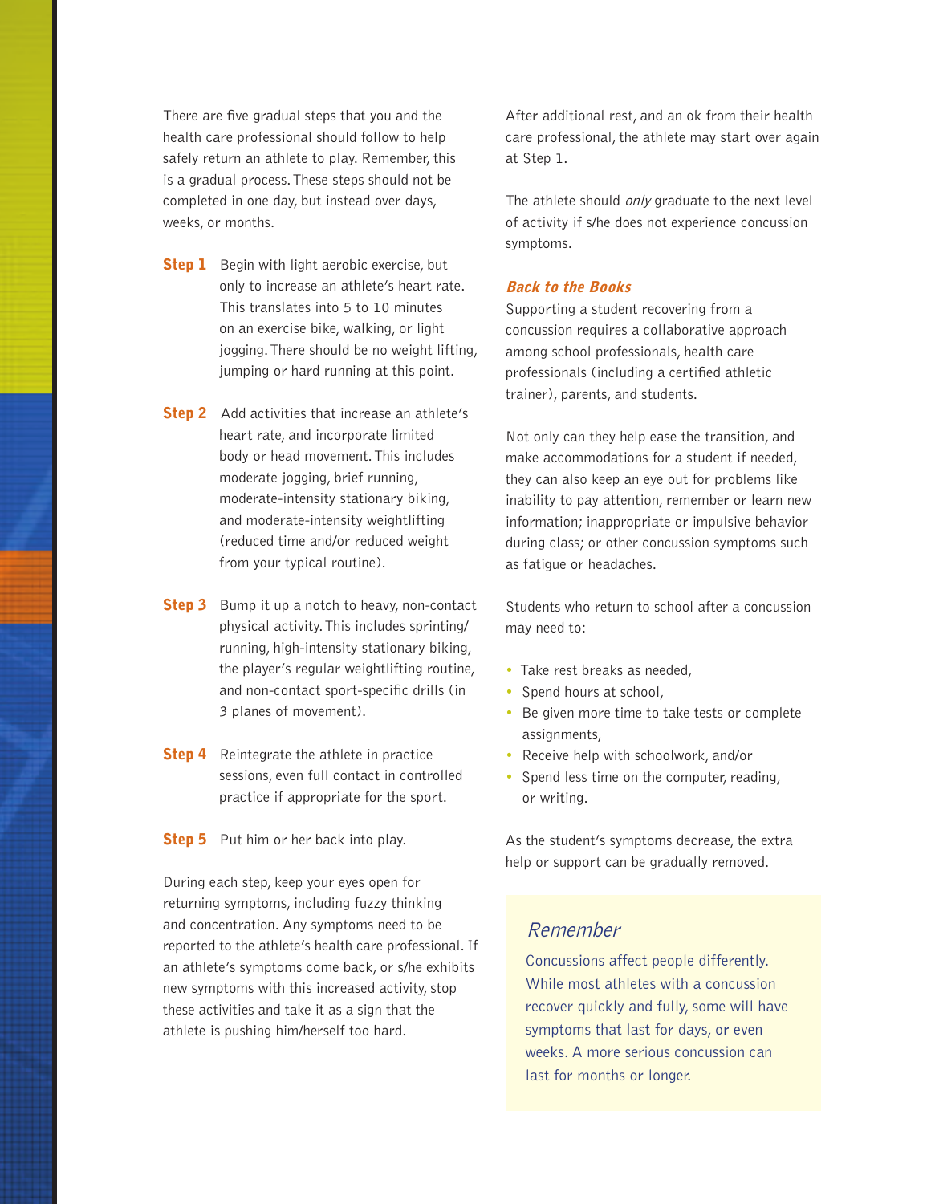There are five gradual steps that you and the health care professional should follow to help safely return an athlete to play. Remember, this is a gradual process. These steps should not be completed in one day, but instead over days, weeks, or months.

**Step 1** Begin with light aerobic exercise, but only to increase an athlete's heart rate. This translates into 5 to 10 minutes on an exercise bike, walking, or light jogging. There should be no weight lifting, jumping or hard running at this point.

**Step 2** Add activities that increase an athlete's heart rate, and incorporate limited body or head movement. This includes moderate jogging, brief running, moderate-intensity stationary biking, and moderate-intensity weightlifting (reduced time and/or reduced weight from your typical routine).

**Step 3** Bump it up a notch to heavy, non-contact physical activity. This includes sprinting/running, high-intensity stationary biking, the player's regular weightlifting routine, and non-contact sport-specific drills (in 3 planes of movement).

**Step 4** Reintegrate the athlete in practice sessions, even full contact in controlled practice if appropriate for the sport.

**Step 5** Put him or her back into play.

During each step, keep your eyes open for returning symptoms, including fuzzy thinking and concentration. Any symptoms need to be reported to the athlete's health care professional. If an athlete's symptoms come back, or s/he exhibits new symptoms with this increased activity, stop these activities and take it as a sign that the athlete is pushing him/herself too hard.

After additional rest, and an ok from their health care professional, the athlete may start over again at Step 1.

The athlete should *only* graduate to the next level of activity if s/he does not experience concussion symptoms.

### *Back to the Books*

Supporting a student recovering from a concussion requires a collaborative approach among school professionals, health care professionals (including a certified athletic trainer), parents, and students.

Not only can they help ease the transition, and make accommodations for a student if needed, they can also keep an eye out for problems like inability to pay attention, remember or learn new information; inappropriate or impulsive behavior during class; or other concussion symptoms such as fatigue or headaches.

Students who return to school after a concussion may need to:

- Take rest breaks as needed,
- Spend hours at school,
- Be given more time to take tests or complete assignments,
- Receive help with schoolwork, and/or
- Spend less time on the computer, reading, or writing.

As the student's symptoms decrease, the extra help or support can be gradually removed.

### *Remember*

Concussions affect people differently. While most athletes with a concussion recover quickly and fully, some will have symptoms that last for days, or even weeks. A more serious concussion can last for months or longer.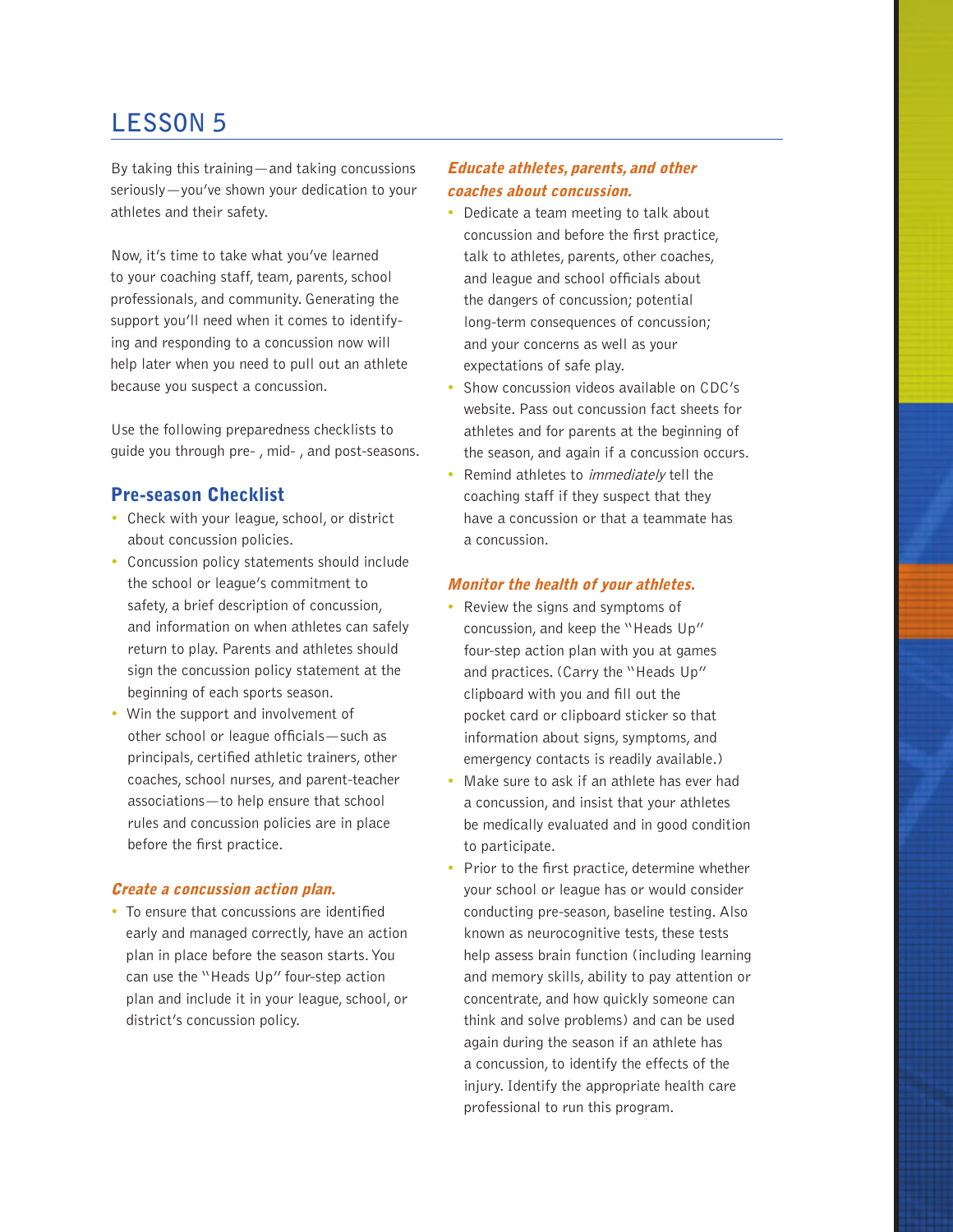# LESSON 5

By taking this training—and taking concussions seriously—you've shown your dedication to your athletes and their safety.

Now, it's time to take what you've learned to your coaching staff, team, parents, school professionals, and community. Generating the support you'll need when it comes to identifying and responding to a concussion now will help later when you need to pull out an athlete because you suspect a concussion.

Use the following preparedness checklists to guide you through pre- , mid- , and post-seasons.

## Pre-season Checklist

- Check with your league, school, or district about concussion policies.
- Concussion policy statements should include the school or league's commitment to safety, a brief description of concussion, and information on when athletes can safely return to play. Parents and athletes should sign the concussion policy statement at the beginning of each sports season.
- Win the support and involvement of other school or league officials—such as principals, certified athletic trainers, other coaches, school nurses, and parent-teacher associations—to help ensure that school rules and concussion policies are in place before the first practice.

### *Create a concussion action plan.*

- To ensure that concussions are identified early and managed correctly, have an action plan in place before the season starts. You can use the "Heads Up" four-step action plan and include it in your league, school, or district's concussion policy.

### *Educate athletes, parents, and other coaches about concussion.*

- Dedicate a team meeting to talk about concussion and before the first practice, talk to athletes, parents, other coaches, and league and school officials about the dangers of concussion; potential long-term consequences of concussion; and your concerns as well as your expectations of safe play.
- Show concussion videos available on CDC's website. Pass out concussion fact sheets for athletes and for parents at the beginning of the season, and again if a concussion occurs.
- Remind athletes to *immediately* tell the coaching staff if they suspect that they have a concussion or that a teammate has a concussion.

### *Monitor the health of your athletes.*

- Review the signs and symptoms of concussion, and keep the "Heads Up" four-step action plan with you at games and practices. (Carry the "Heads Up" clipboard with you and fill out the pocket card or clipboard sticker so that information about signs, symptoms, and emergency contacts is readily available.)
- Make sure to ask if an athlete has ever had a concussion, and insist that your athletes be medically evaluated and in good condition to participate.
- Prior to the first practice, determine whether your school or league has or would consider conducting pre-season, baseline testing. Also known as neurocognitive tests, these tests help assess brain function (including learning and memory skills, ability to pay attention or concentrate, and how quickly someone can think and solve problems) and can be used again during the season if an athlete has a concussion, to identify the effects of the injury. Identify the appropriate health care professional to run this program.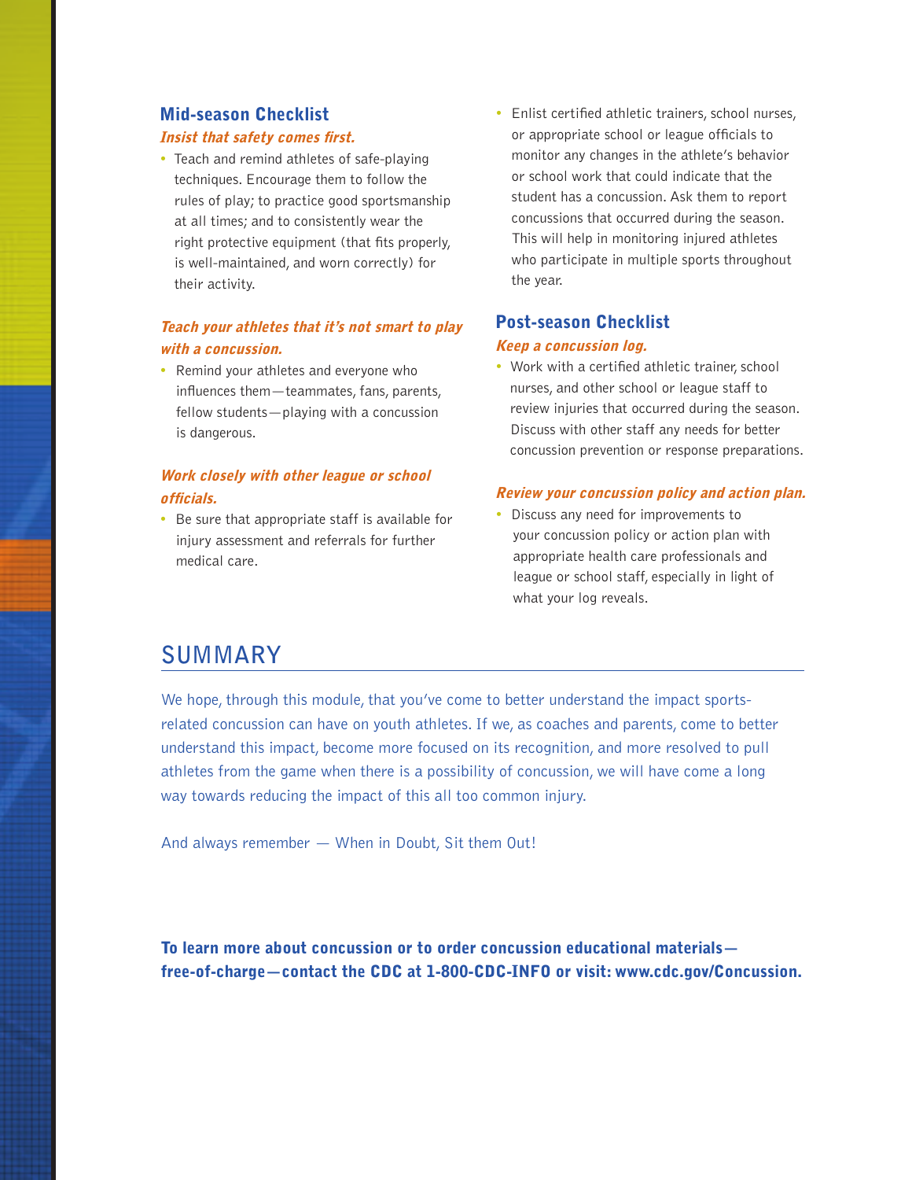## Mid-season Checklist

***Insist that safety comes first.***

- Teach and remind athletes of safe-playing techniques. Encourage them to follow the rules of play; to practice good sportsmanship at all times; and to consistently wear the right protective equipment (that fits properly, is well-maintained, and worn correctly) for their activity.

***Teach your athletes that it's not smart to play with a concussion.***

- Remind your athletes and everyone who influences them—teammates, fans, parents, fellow students—playing with a concussion is dangerous.

***Work closely with other league or school officials.***

- Be sure that appropriate staff is available for injury assessment and referrals for further medical care.
- Enlist certified athletic trainers, school nurses, or appropriate school or league officials to monitor any changes in the athlete's behavior or school work that could indicate that the student has a concussion. Ask them to report concussions that occurred during the season. This will help in monitoring injured athletes who participate in multiple sports throughout the year.

## Post-season Checklist

***Keep a concussion log.***

- Work with a certified athletic trainer, school nurses, and other school or league staff to review injuries that occurred during the season. Discuss with other staff any needs for better concussion prevention or response preparations.

***Review your concussion policy and action plan.***

- Discuss any need for improvements to your concussion policy or action plan with appropriate health care professionals and league or school staff, especially in light of what your log reveals.

# SUMMARY

We hope, through this module, that you've come to better understand the impact sports-related concussion can have on youth athletes. If we, as coaches and parents, come to better understand this impact, become more focused on its recognition, and more resolved to pull athletes from the game when there is a possibility of concussion, we will have come a long way towards reducing the impact of this all too common injury.

And always remember — When in Doubt, Sit them Out!

**To learn more about concussion or to order concussion educational materials—free-of-charge—contact the CDC at 1-800-CDC-INFO or visit: www.cdc.gov/Concussion.**